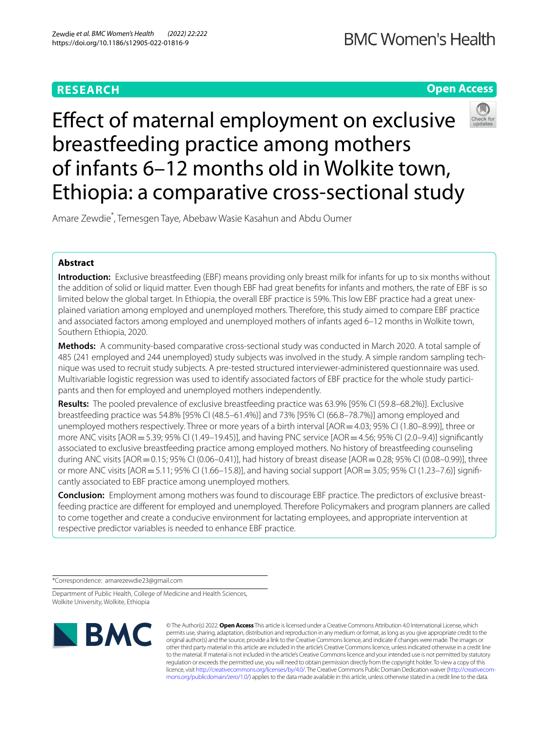RESEARCH

Open Access

# Effect of maternal employment on exclusive breastfeeding practice among mothers of infants 6–12 months old in Wolkite town, Ethiopia: a comparative cross-sectional study

Amare Zewdie*, Temesgen Taye, Abebaw Wasie Kasahun and Abdu Oumer

## Abstract

**Introduction:** Exclusive breastfeeding (EBF) means providing only breast milk for infants for up to six months without the addition of solid or liquid matter. Even though EBF had great benefits for infants and mothers, the rate of EBF is so limited below the global target. In Ethiopia, the overall EBF practice is 59%. This low EBF practice had a great unexplained variation among employed and unemployed mothers. Therefore, this study aimed to compare EBF practice and associated factors among employed and unemployed mothers of infants aged 6–12 months in Wolkite town, Southern Ethiopia, 2020.

**Methods:** A community-based comparative cross-sectional study was conducted in March 2020. A total sample of 485 (241 employed and 244 unemployed) study subjects was involved in the study. A simple random sampling technique was used to recruit study subjects. A pre-tested structured interviewer-administered questionnaire was used. Multivariable logistic regression was used to identify associated factors of EBF practice for the whole study participants and then for employed and unemployed mothers independently.

**Results:** The pooled prevalence of exclusive breastfeeding practice was 63.9% [95% CI (59.8–68.2%)]. Exclusive breastfeeding practice was 54.8% [95% CI (48.5–61.4%)] and 73% [95% CI (66.8–78.7%)] among employed and unemployed mothers respectively. Three or more years of a birth interval [AOR = 4.03; 95% CI (1.80–8.99)], three or more ANC visits [AOR = 5.39; 95% CI (1.49–19.45)], and having PNC service [AOR = 4.56; 95% CI (2.0–9.4)] significantly associated to exclusive breastfeeding practice among employed mothers. No history of breastfeeding counseling during ANC visits [AOR = 0.15; 95% CI (0.06–0.41)], had history of breast disease [AOR = 0.28; 95% CI (0.08–0.99)], three or more ANC visits [AOR = 5.11; 95% CI (1.66–15.8)], and having social support [AOR = 3.05; 95% CI (1.23–7.6)] significantly associated to EBF practice among unemployed mothers.

**Conclusion:** Employment among mothers was found to discourage EBF practice. The predictors of exclusive breastfeeding practice are different for employed and unemployed. Therefore Policymakers and program planners are called to come together and create a conducive environment for lactating employees, and appropriate intervention at respective predictor variables is needed to enhance EBF practice.

*Correspondence: amarezewdie23@gmail.com

Department of Public Health, College of Medicine and Health Sciences, Wolkite University, Wolkite, Ethiopia

© The Author(s) 2022. **Open Access** This article is licensed under a Creative Commons Attribution 4.0 International License, which permits use, sharing, adaptation, distribution and reproduction in any medium or format, as long as you give appropriate credit to the original author(s) and the source, provide a link to the Creative Commons licence, and indicate if changes were made. The images or other third party material in this article are included in the article's Creative Commons licence, unless indicated otherwise in a credit line to the material. If material is not included in the article's Creative Commons licence and your intended use is not permitted by statutory regulation or exceeds the permitted use, you will need to obtain permission directly from the copyright holder. To view a copy of this licence, visit http://creativecommons.org/licenses/by/4.0/. The Creative Commons Public Domain Dedication waiver (http://creativecommons.org/publicdomain/zero/1.0/) applies to the data made available in this article, unless otherwise stated in a credit line to the data.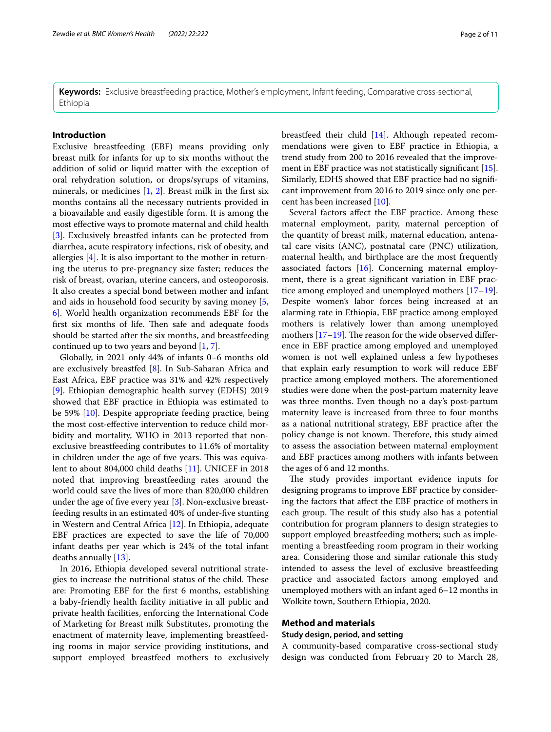**Keywords:** Exclusive breastfeeding practice, Mother's employment, Infant feeding, Comparative cross-sectional, Ethiopia

## Introduction

Exclusive breastfeeding (EBF) means providing only breast milk for infants for up to six months without the addition of solid or liquid matter with the exception of oral rehydration solution, or drops/syrups of vitamins, minerals, or medicines [1, 2]. Breast milk in the first six months contains all the necessary nutrients provided in a bioavailable and easily digestible form. It is among the most effective ways to promote maternal and child health [3]. Exclusively breastfed infants can be protected from diarrhea, acute respiratory infections, risk of obesity, and allergies [4]. It is also important to the mother in returning the uterus to pre-pregnancy size faster; reduces the risk of breast, ovarian, uterine cancers, and osteoporosis. It also creates a special bond between mother and infant and aids in household food security by saving money [5, 6]. World health organization recommends EBF for the first six months of life. Then safe and adequate foods should be started after the six months, and breastfeeding continued up to two years and beyond [1, 7].

Globally, in 2021 only 44% of infants 0–6 months old are exclusively breastfed [8]. In Sub-Saharan Africa and East Africa, EBF practice was 31% and 42% respectively [9]. Ethiopian demographic health survey (EDHS) 2019 showed that EBF practice in Ethiopia was estimated to be 59% [10]. Despite appropriate feeding practice, being the most cost-effective intervention to reduce child morbidity and mortality, WHO in 2013 reported that non-exclusive breastfeeding contributes to 11.6% of mortality in children under the age of five years. This was equivalent to about 804,000 child deaths [11]. UNICEF in 2018 noted that improving breastfeeding rates around the world could save the lives of more than 820,000 children under the age of five every year [3]. Non-exclusive breastfeeding results in an estimated 40% of under-five stunting in Western and Central Africa [12]. In Ethiopia, adequate EBF practices are expected to save the life of 70,000 infant deaths per year which is 24% of the total infant deaths annually [13].

In 2016, Ethiopia developed several nutritional strategies to increase the nutritional status of the child. These are: Promoting EBF for the first 6 months, establishing a baby-friendly health facility initiative in all public and private health facilities, enforcing the International Code of Marketing for Breast milk Substitutes, promoting the enactment of maternity leave, implementing breastfeeding rooms in major service providing institutions, and support employed breastfeed mothers to exclusively breastfeed their child [14]. Although repeated recommendations were given to EBF practice in Ethiopia, a trend study from 200 to 2016 revealed that the improvement in EBF practice was not statistically significant [15]. Similarly, EDHS showed that EBF practice had no significant improvement from 2016 to 2019 since only one percent has been increased [10].

Several factors affect the EBF practice. Among these maternal employment, parity, maternal perception of the quantity of breast milk, maternal education, antenatal care visits (ANC), postnatal care (PNC) utilization, maternal health, and birthplace are the most frequently associated factors [16]. Concerning maternal employment, there is a great significant variation in EBF practice among employed and unemployed mothers [17–19]. Despite women's labor forces being increased at an alarming rate in Ethiopia, EBF practice among employed mothers is relatively lower than among unemployed mothers [17–19]. The reason for the wide observed difference in EBF practice among employed and unemployed women is not well explained unless a few hypotheses that explain early resumption to work will reduce EBF practice among employed mothers. The aforementioned studies were done when the post-partum maternity leave was three months. Even though no a day's post-partum maternity leave is increased from three to four months as a national nutritional strategy, EBF practice after the policy change is not known. Therefore, this study aimed to assess the association between maternal employment and EBF practices among mothers with infants between the ages of 6 and 12 months.

The study provides important evidence inputs for designing programs to improve EBF practice by considering the factors that affect the EBF practice of mothers in each group. The result of this study also has a potential contribution for program planners to design strategies to support employed breastfeeding mothers; such as implementing a breastfeeding room program in their working area. Considering those and similar rationale this study intended to assess the level of exclusive breastfeeding practice and associated factors among employed and unemployed mothers with an infant aged 6–12 months in Wolkite town, Southern Ethiopia, 2020.

## Method and materials

### Study design, period, and setting

A community-based comparative cross-sectional study design was conducted from February 20 to March 28,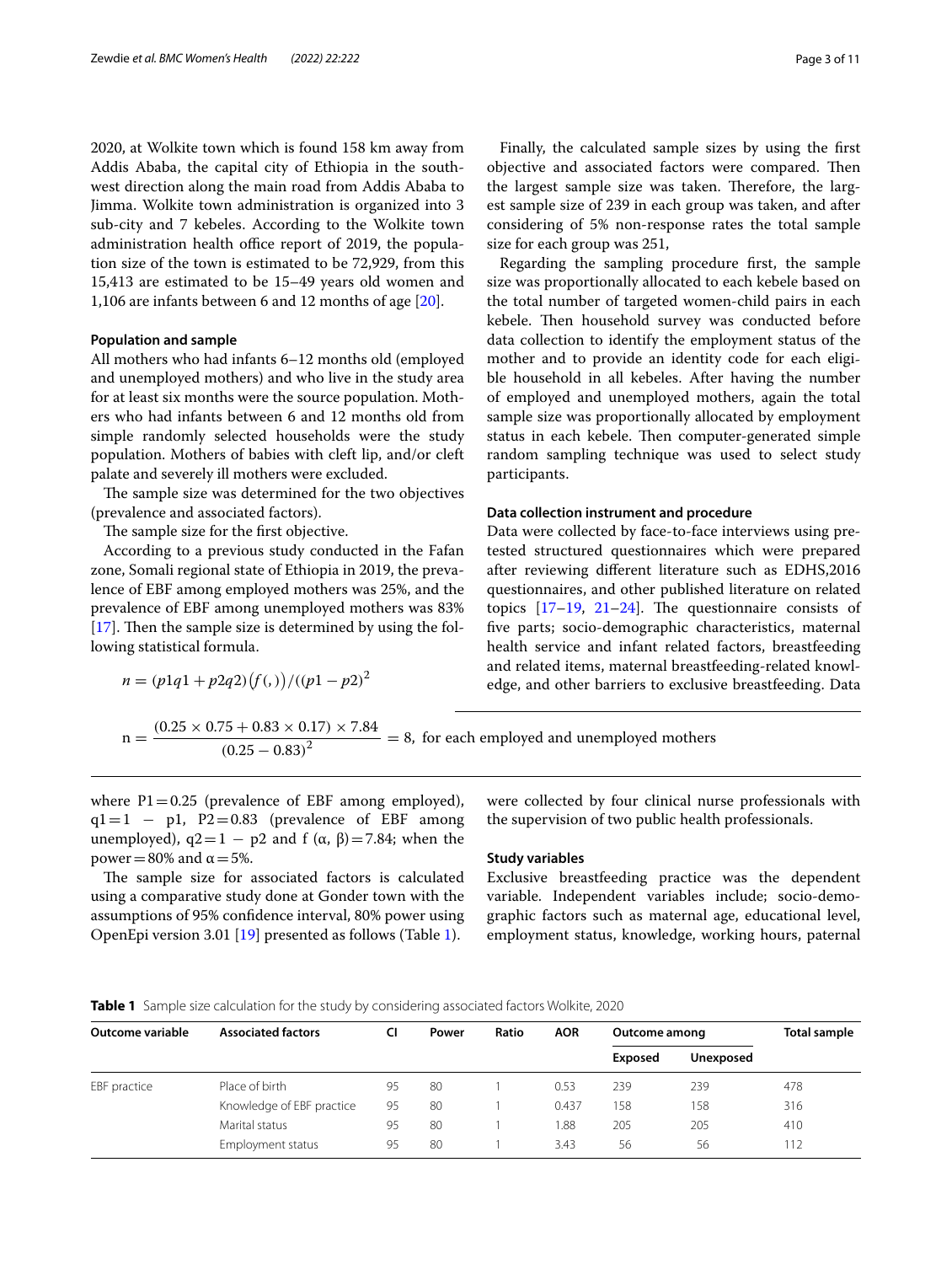2020, at Wolkite town which is found 158 km away from Addis Ababa, the capital city of Ethiopia in the southwest direction along the main road from Addis Ababa to Jimma. Wolkite town administration is organized into 3 sub-city and 7 kebeles. According to the Wolkite town administration health office report of 2019, the population size of the town is estimated to be 72,929, from this 15,413 are estimated to be 15–49 years old women and 1,106 are infants between 6 and 12 months of age [20].

### Population and sample

All mothers who had infants 6–12 months old (employed and unemployed mothers) and who live in the study area for at least six months were the source population. Mothers who had infants between 6 and 12 months old from simple randomly selected households were the study population. Mothers of babies with cleft lip, and/or cleft palate and severely ill mothers were excluded.

The sample size was determined for the two objectives (prevalence and associated factors).

The sample size for the first objective.

According to a previous study conducted in the Fafan zone, Somali regional state of Ethiopia in 2019, the prevalence of EBF among employed mothers was 25%, and the prevalence of EBF among unemployed mothers was 83% [17]. Then the sample size is determined by using the following statistical formula.

$$n = (p1q1 + p2q2)\left(f(,)\right)/((p1 - p2)^2$$

$$\mathrm{n} = \frac{(0.25 \times 0.75 + 0.83 \times 0.17) \times 7.84}{(0.25 - 0.83)^2} = 8, \text{ for each employed and unemployed mothers}$$

where $P1 = 0.25$ (prevalence of EBF among employed), $q1 = 1 - p1$, $P2 = 0.83$ (prevalence of EBF among unemployed), $q2 = 1 - p2$ and $f(\alpha, \beta) = 7.84$; when the power = 80% and $\alpha = 5\%$.

The sample size for associated factors is calculated using a comparative study done at Gonder town with the assumptions of 95% confidence interval, 80% power using OpenEpi version 3.01 [19] presented as follows (Table 1).

Finally, the calculated sample sizes by using the first objective and associated factors were compared. Then the largest sample size was taken. Therefore, the largest sample size of 239 in each group was taken, and after considering of 5% non-response rates the total sample size for each group was 251,

Regarding the sampling procedure first, the sample size was proportionally allocated to each kebele based on the total number of targeted women-child pairs in each kebele. Then household survey was conducted before data collection to identify the employment status of the mother and to provide an identity code for each eligible household in all kebeles. After having the number of employed and unemployed mothers, again the total sample size was proportionally allocated by employment status in each kebele. Then computer-generated simple random sampling technique was used to select study participants.

### Data collection instrument and procedure

Data were collected by face-to-face interviews using pretested structured questionnaires which were prepared after reviewing different literature such as EDHS,2016 questionnaires, and other published literature on related topics [17–19, 21–24]. The questionnaire consists of five parts; socio-demographic characteristics, maternal health service and infant related factors, breastfeeding and related items, maternal breastfeeding-related knowledge, and other barriers to exclusive breastfeeding. Data were collected by four clinical nurse professionals with the supervision of two public health professionals.

### Study variables

Exclusive breastfeeding practice was the dependent variable. Independent variables include; socio-demographic factors such as maternal age, educational level, employment status, knowledge, working hours, paternal

**Table 1** Sample size calculation for the study by considering associated factors Wolkite, 2020

| Outcome variable | Associated factors | CI | Power | Ratio | AOR | Outcome among | | Total sample |
|---|---|---|---|---|---|---|---|---|
| | | | | | | Exposed | Unexposed | |
| EBF practice | Place of birth | 95 | 80 | 1 | 0.53 | 239 | 239 | 478 |
| | Knowledge of EBF practice | 95 | 80 | 1 | 0.437 | 158 | 158 | 316 |
| | Marital status | 95 | 80 | 1 | 1.88 | 205 | 205 | 410 |
| | Employment status | 95 | 80 | 1 | 3.43 | 56 | 56 | 112 |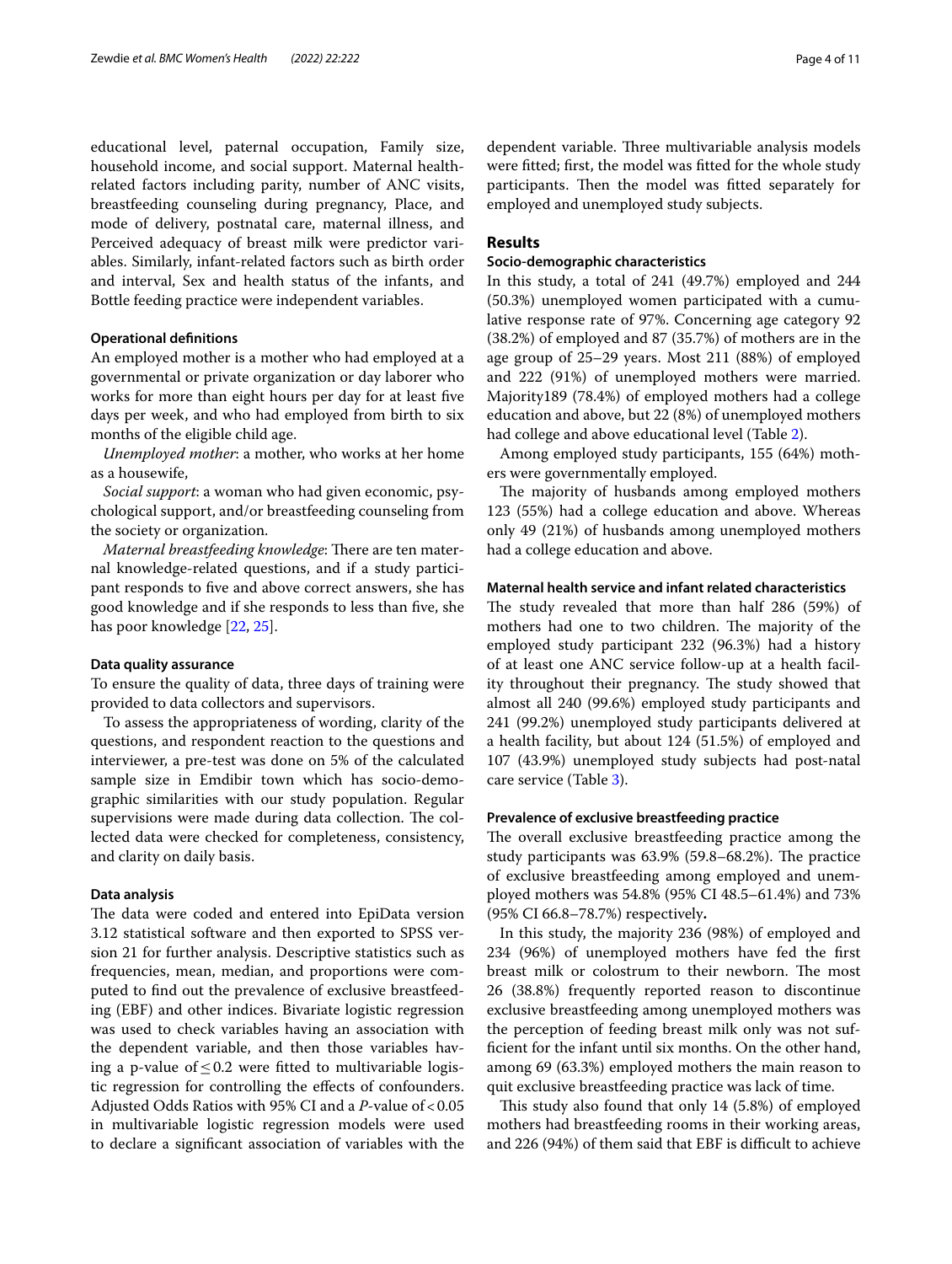educational level, paternal occupation, Family size, household income, and social support. Maternal health-related factors including parity, number of ANC visits, breastfeeding counseling during pregnancy, Place, and mode of delivery, postnatal care, maternal illness, and Perceived adequacy of breast milk were predictor variables. Similarly, infant-related factors such as birth order and interval, Sex and health status of the infants, and Bottle feeding practice were independent variables.

#### Operational definitions

An employed mother is a mother who had employed at a governmental or private organization or day laborer who works for more than eight hours per day for at least five days per week, and who had employed from birth to six months of the eligible child age.

*Unemployed mother*: a mother, who works at her home as a housewife,

*Social support*: a woman who had given economic, psychological support, and/or breastfeeding counseling from the society or organization.

*Maternal breastfeeding knowledge*: There are ten maternal knowledge-related questions, and if a study participant responds to five and above correct answers, she has good knowledge and if she responds to less than five, she has poor knowledge [22, 25].

#### Data quality assurance

To ensure the quality of data, three days of training were provided to data collectors and supervisors.

To assess the appropriateness of wording, clarity of the questions, and respondent reaction to the questions and interviewer, a pre-test was done on 5% of the calculated sample size in Emdibir town which has socio-demographic similarities with our study population. Regular supervisions were made during data collection. The collected data were checked for completeness, consistency, and clarity on daily basis.

#### Data analysis

The data were coded and entered into EpiData version 3.12 statistical software and then exported to SPSS version 21 for further analysis. Descriptive statistics such as frequencies, mean, median, and proportions were computed to find out the prevalence of exclusive breastfeeding (EBF) and other indices. Bivariate logistic regression was used to check variables having an association with the dependent variable, and then those variables having a p-value of $\leq 0.2$ were fitted to multivariable logistic regression for controlling the effects of confounders. Adjusted Odds Ratios with 95% CI and a *P*-value of $< 0.05$ in multivariable logistic regression models were used to declare a significant association of variables with the dependent variable. Three multivariable analysis models were fitted; first, the model was fitted for the whole study participants. Then the model was fitted separately for employed and unemployed study subjects.

## Results

#### Socio-demographic characteristics

In this study, a total of 241 (49.7%) employed and 244 (50.3%) unemployed women participated with a cumulative response rate of 97%. Concerning age category 92 (38.2%) of employed and 87 (35.7%) of mothers are in the age group of 25–29 years. Most 211 (88%) of employed and 222 (91%) of unemployed mothers were married. Majority189 (78.4%) of employed mothers had a college education and above, but 22 (8%) of unemployed mothers had college and above educational level (Table 2).

Among employed study participants, 155 (64%) mothers were governmentally employed.

The majority of husbands among employed mothers 123 (55%) had a college education and above. Whereas only 49 (21%) of husbands among unemployed mothers had a college education and above.

#### Maternal health service and infant related characteristics

The study revealed that more than half 286 (59%) of mothers had one to two children. The majority of the employed study participant 232 (96.3%) had a history of at least one ANC service follow-up at a health facility throughout their pregnancy. The study showed that almost all 240 (99.6%) employed study participants and 241 (99.2%) unemployed study participants delivered at a health facility, but about 124 (51.5%) of employed and 107 (43.9%) unemployed study subjects had post-natal care service (Table 3).

#### Prevalence of exclusive breastfeeding practice

The overall exclusive breastfeeding practice among the study participants was 63.9% (59.8–68.2%). The practice of exclusive breastfeeding among employed and unemployed mothers was 54.8% (95% CI 48.5–61.4%) and 73% (95% CI 66.8–78.7%) respectively**.**

In this study, the majority 236 (98%) of employed and 234 (96%) of unemployed mothers have fed the first breast milk or colostrum to their newborn. The most 26 (38.8%) frequently reported reason to discontinue exclusive breastfeeding among unemployed mothers was the perception of feeding breast milk only was not sufficient for the infant until six months. On the other hand, among 69 (63.3%) employed mothers the main reason to quit exclusive breastfeeding practice was lack of time.

This study also found that only 14 (5.8%) of employed mothers had breastfeeding rooms in their working areas, and 226 (94%) of them said that EBF is difficult to achieve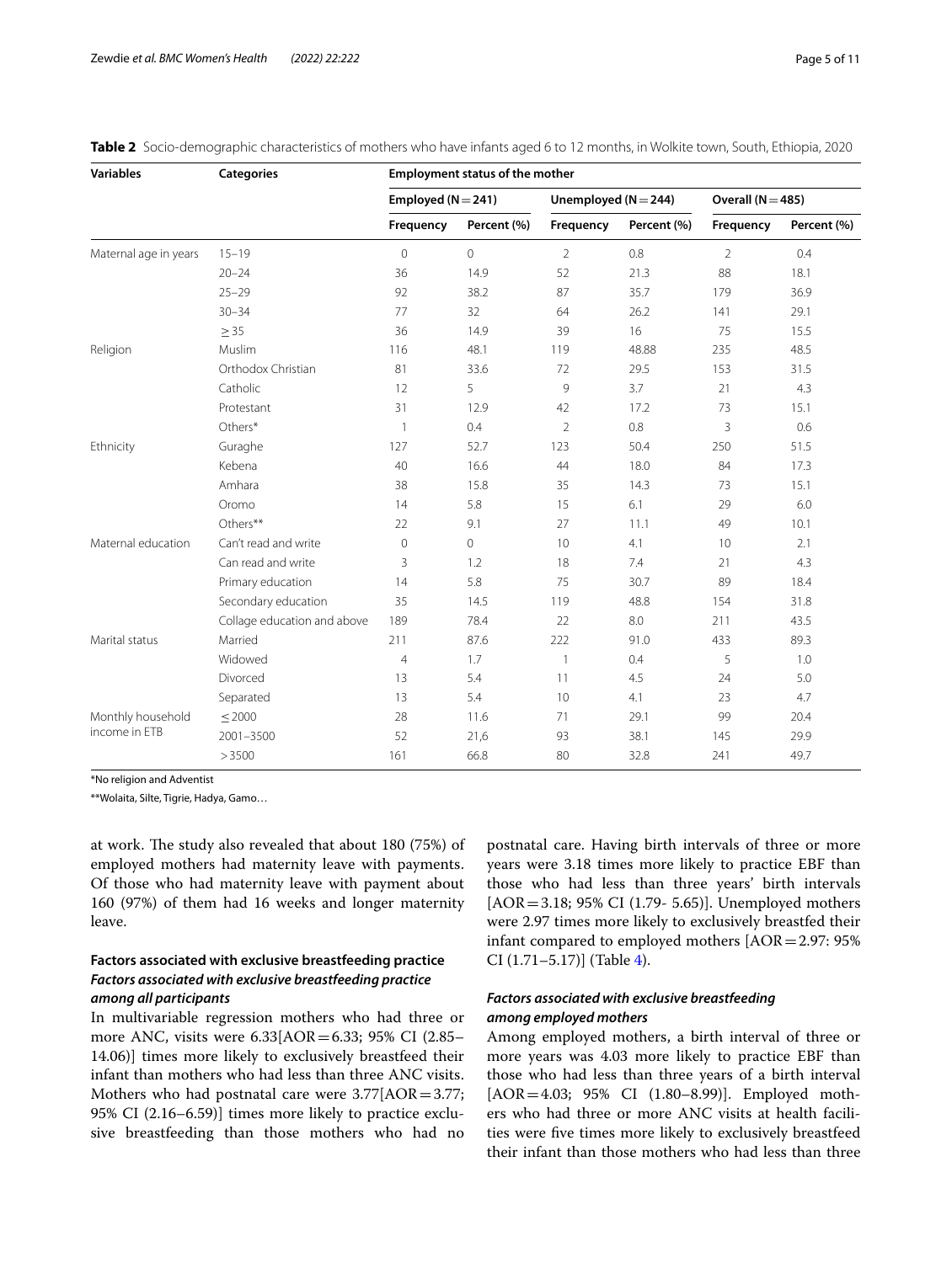**Table 2** Socio-demographic characteristics of mothers who have infants aged 6 to 12 months, in Wolkite town, South, Ethiopia, 2020

| Variables | Categories | Employment status of the mother | | | | | |
|---|---|---|---|---|---|---|---|
| | | Employed (N = 241) | | Unemployed (N = 244) | | Overall (N = 485) | |
| | | Frequency | Percent (%) | Frequency | Percent (%) | Frequency | Percent (%) |
| Maternal age in years | 15–19 | 0 | 0 | 2 | 0.8 | 2 | 0.4 |
| | 20–24 | 36 | 14.9 | 52 | 21.3 | 88 | 18.1 |
| | 25–29 | 92 | 38.2 | 87 | 35.7 | 179 | 36.9 |
| | 30–34 | 77 | 32 | 64 | 26.2 | 141 | 29.1 |
| | ≥ 35 | 36 | 14.9 | 39 | 16 | 75 | 15.5 |
| Religion | Muslim | 116 | 48.1 | 119 | 48.88 | 235 | 48.5 |
| | Orthodox Christian | 81 | 33.6 | 72 | 29.5 | 153 | 31.5 |
| | Catholic | 12 | 5 | 9 | 3.7 | 21 | 4.3 |
| | Protestant | 31 | 12.9 | 42 | 17.2 | 73 | 15.1 |
| | Others* | 1 | 0.4 | 2 | 0.8 | 3 | 0.6 |
| Ethnicity | Guraghe | 127 | 52.7 | 123 | 50.4 | 250 | 51.5 |
| | Kebena | 40 | 16.6 | 44 | 18.0 | 84 | 17.3 |
| | Amhara | 38 | 15.8 | 35 | 14.3 | 73 | 15.1 |
| | Oromo | 14 | 5.8 | 15 | 6.1 | 29 | 6.0 |
| | Others** | 22 | 9.1 | 27 | 11.1 | 49 | 10.1 |
| Maternal education | Can't read and write | 0 | 0 | 10 | 4.1 | 10 | 2.1 |
| | Can read and write | 3 | 1.2 | 18 | 7.4 | 21 | 4.3 |
| | Primary education | 14 | 5.8 | 75 | 30.7 | 89 | 18.4 |
| | Secondary education | 35 | 14.5 | 119 | 48.8 | 154 | 31.8 |
| | Collage education and above | 189 | 78.4 | 22 | 8.0 | 211 | 43.5 |
| Marital status | Married | 211 | 87.6 | 222 | 91.0 | 433 | 89.3 |
| | Widowed | 4 | 1.7 | 1 | 0.4 | 5 | 1.0 |
| | Divorced | 13 | 5.4 | 11 | 4.5 | 24 | 5.0 |
| | Separated | 13 | 5.4 | 10 | 4.1 | 23 | 4.7 |
| Monthly household income in ETB | ≤ 2000 | 28 | 11.6 | 71 | 29.1 | 99 | 20.4 |
| | 2001–3500 | 52 | 21,6 | 93 | 38.1 | 145 | 29.9 |
| | > 3500 | 161 | 66.8 | 80 | 32.8 | 241 | 49.7 |

*No religion and Adventist

**Wolaita, Silte, Tigrie, Hadya, Gamo…

at work. The study also revealed that about 180 (75%) of employed mothers had maternity leave with payments. Of those who had maternity leave with payment about 160 (97%) of them had 16 weeks and longer maternity leave.

## Factors associated with exclusive breastfeeding practice

### *Factors associated with exclusive breastfeeding practice among all participants*

In multivariable regression mothers who had three or more ANC, visits were 6.33[AOR = 6.33; 95% CI (2.85–14.06)] times more likely to exclusively breastfeed their infant than mothers who had less than three ANC visits. Mothers who had postnatal care were 3.77[AOR = 3.77; 95% CI (2.16–6.59)] times more likely to practice exclusive breastfeeding than those mothers who had no postnatal care. Having birth intervals of three or more years were 3.18 times more likely to practice EBF than those who had less than three years' birth intervals [AOR = 3.18; 95% CI (1.79- 5.65)]. Unemployed mothers were 2.97 times more likely to exclusively breastfed their infant compared to employed mothers [AOR = 2.97: 95% CI (1.71–5.17)] (Table 4).

### *Factors associated with exclusive breastfeeding among employed mothers*

Among employed mothers, a birth interval of three or more years was 4.03 more likely to practice EBF than those who had less than three years of a birth interval [AOR = 4.03; 95% CI (1.80–8.99)]. Employed mothers who had three or more ANC visits at health facilities were five times more likely to exclusively breastfeed their infant than those mothers who had less than three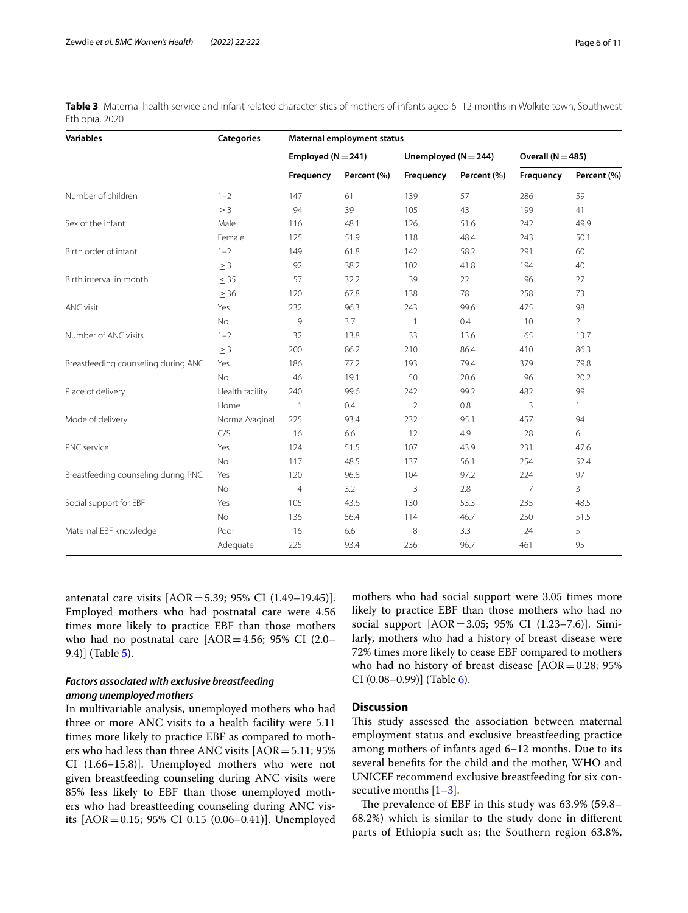**Table 3** Maternal health service and infant related characteristics of mothers of infants aged 6–12 months in Wolkite town, Southwest Ethiopia, 2020

| Variables | Categories | Maternal employment status | | | | | |
|---|---|---|---|---|---|---|---|
| | | Employed (N = 241) | | Unemployed (N = 244) | | Overall (N = 485) | |
| | | Frequency | Percent (%) | Frequency | Percent (%) | Frequency | Percent (%) |
| Number of children | 1–2 | 147 | 61 | 139 | 57 | 286 | 59 |
| | ≥ 3 | 94 | 39 | 105 | 43 | 199 | 41 |
| Sex of the infant | Male | 116 | 48.1 | 126 | 51.6 | 242 | 49.9 |
| | Female | 125 | 51.9 | 118 | 48.4 | 243 | 50.1 |
| Birth order of infant | 1–2 | 149 | 61.8 | 142 | 58.2 | 291 | 60 |
| | ≥ 3 | 92 | 38.2 | 102 | 41.8 | 194 | 40 |
| Birth interval in month | ≤ 35 | 57 | 32.2 | 39 | 22 | 96 | 27 |
| | ≥ 36 | 120 | 67.8 | 138 | 78 | 258 | 73 |
| ANC visit | Yes | 232 | 96.3 | 243 | 99.6 | 475 | 98 |
| | No | 9 | 3.7 | 1 | 0.4 | 10 | 2 |
| Number of ANC visits | 1–2 | 32 | 13.8 | 33 | 13.6 | 65 | 13.7 |
| | ≥ 3 | 200 | 86.2 | 210 | 86.4 | 410 | 86.3 |
| Breastfeeding counseling during ANC | Yes | 186 | 77.2 | 193 | 79.4 | 379 | 79.8 |
| | No | 46 | 19.1 | 50 | 20.6 | 96 | 20.2 |
| Place of delivery | Health facility | 240 | 99.6 | 242 | 99.2 | 482 | 99 |
| | Home | 1 | 0.4 | 2 | 0.8 | 3 | 1 |
| Mode of delivery | Normal/vaginal | 225 | 93.4 | 232 | 95.1 | 457 | 94 |
| | C/S | 16 | 6.6 | 12 | 4.9 | 28 | 6 |
| PNC service | Yes | 124 | 51.5 | 107 | 43.9 | 231 | 47.6 |
| | No | 117 | 48.5 | 137 | 56.1 | 254 | 52.4 |
| Breastfeeding counseling during PNC | Yes | 120 | 96.8 | 104 | 97.2 | 224 | 97 |
| | No | 4 | 3.2 | 3 | 2.8 | 7 | 3 |
| Social support for EBF | Yes | 105 | 43.6 | 130 | 53.3 | 235 | 48.5 |
| | No | 136 | 56.4 | 114 | 46.7 | 250 | 51.5 |
| Maternal EBF knowledge | Poor | 16 | 6.6 | 8 | 3.3 | 24 | 5 |
| | Adequate | 225 | 93.4 | 236 | 96.7 | 461 | 95 |

antenatal care visits [AOR = 5.39; 95% CI (1.49–19.45)]. Employed mothers who had postnatal care were 4.56 times more likely to practice EBF than those mothers who had no postnatal care [AOR = 4.56; 95% CI (2.0–9.4)] (Table 5).

### *Factors associated with exclusive breastfeeding among unemployed mothers*

In multivariable analysis, unemployed mothers who had three or more ANC visits to a health facility were 5.11 times more likely to practice EBF as compared to mothers who had less than three ANC visits [AOR = 5.11; 95% CI (1.66–15.8)]. Unemployed mothers who were not given breastfeeding counseling during ANC visits were 85% less likely to EBF than those unemployed mothers who had breastfeeding counseling during ANC visits [AOR = 0.15; 95% CI 0.15 (0.06–0.41)]. Unemployed mothers who had social support were 3.05 times more likely to practice EBF than those mothers who had no social support [AOR = 3.05; 95% CI (1.23–7.6)]. Similarly, mothers who had a history of breast disease were 72% times more likely to cease EBF compared to mothers who had no history of breast disease [AOR = 0.28; 95% CI (0.08–0.99)] (Table 6).

## Discussion

This study assessed the association between maternal employment status and exclusive breastfeeding practice among mothers of infants aged 6–12 months. Due to its several benefits for the child and the mother, WHO and UNICEF recommend exclusive breastfeeding for six consecutive months [1–3].

The prevalence of EBF in this study was 63.9% (59.8–68.2%) which is similar to the study done in different parts of Ethiopia such as; the Southern region 63.8%,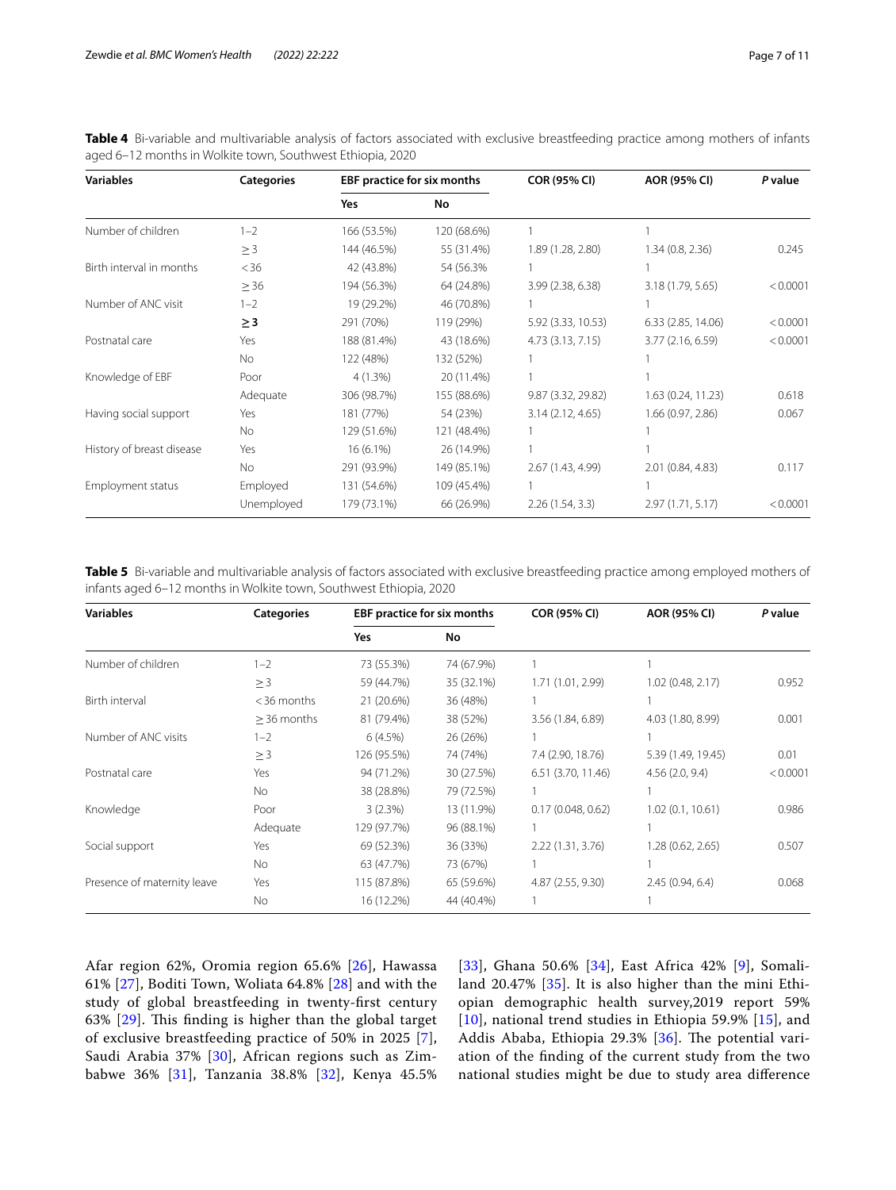**Table 4** Bi-variable and multivariable analysis of factors associated with exclusive breastfeeding practice among mothers of infants aged 6–12 months in Wolkite town, Southwest Ethiopia, 2020

| Variables | Categories | EBF practice for six months | | COR (95% CI) | AOR (95% CI) | *P* value |
|---|---|---|---|---|---|---|
| | | Yes | No | | | |
| Number of children | 1–2 | 166 (53.5%) | 120 (68.6%) | 1 | 1 | |
| | ≥ 3 | 144 (46.5%) | 55 (31.4%) | 1.89 (1.28, 2.80) | 1.34 (0.8, 2.36) | 0.245 |
| Birth interval in months | < 36 | 42 (43.8%) | 54 (56.3% | 1 | 1 | |
| | ≥ 36 | 194 (56.3%) | 64 (24.8%) | 3.99 (2.38, 6.38) | 3.18 (1.79, 5.65) | < 0.0001 |
| Number of ANC visit | 1–2 | 19 (29.2%) | 46 (70.8%) | 1 | 1 | |
| | **≥ 3** | 291 (70%) | 119 (29%) | 5.92 (3.33, 10.53) | 6.33 (2.85, 14.06) | < 0.0001 |
| Postnatal care | Yes | 188 (81.4%) | 43 (18.6%) | 4.73 (3.13, 7.15) | 3.77 (2.16, 6.59) | < 0.0001 |
| | No | 122 (48%) | 132 (52%) | 1 | 1 | |
| Knowledge of EBF | Poor | 4 (1.3%) | 20 (11.4%) | 1 | 1 | |
| | Adequate | 306 (98.7%) | 155 (88.6%) | 9.87 (3.32, 29.82) | 1.63 (0.24, 11.23) | 0.618 |
| Having social support | Yes | 181 (77%) | 54 (23%) | 3.14 (2.12, 4.65) | 1.66 (0.97, 2.86) | 0.067 |
| | No | 129 (51.6%) | 121 (48.4%) | 1 | 1 | |
| History of breast disease | Yes | 16 (6.1%) | 26 (14.9%) | 1 | 1 | |
| | No | 291 (93.9%) | 149 (85.1%) | 2.67 (1.43, 4.99) | 2.01 (0.84, 4.83) | 0.117 |
| Employment status | Employed | 131 (54.6%) | 109 (45.4%) | 1 | 1 | |
| | Unemployed | 179 (73.1%) | 66 (26.9%) | 2.26 (1.54, 3.3) | 2.97 (1.71, 5.17) | < 0.0001 |

**Table 5** Bi-variable and multivariable analysis of factors associated with exclusive breastfeeding practice among employed mothers of infants aged 6–12 months in Wolkite town, Southwest Ethiopia, 2020

| Variables | Categories | EBF practice for six months | | COR (95% CI) | AOR (95% CI) | *P* value |
|---|---|---|---|---|---|---|
| | | Yes | No | | | |
| Number of children | 1–2 | 73 (55.3%) | 74 (67.9%) | 1 | 1 | |
| | ≥ 3 | 59 (44.7%) | 35 (32.1%) | 1.71 (1.01, 2.99) | 1.02 (0.48, 2.17) | 0.952 |
| Birth interval | < 36 months | 21 (20.6%) | 36 (48%) | 1 | 1 | |
| | ≥ 36 months | 81 (79.4%) | 38 (52%) | 3.56 (1.84, 6.89) | 4.03 (1.80, 8.99) | 0.001 |
| Number of ANC visits | 1–2 | 6 (4.5%) | 26 (26%) | 1 | 1 | |
| | ≥ 3 | 126 (95.5%) | 74 (74%) | 7.4 (2.90, 18.76) | 5.39 (1.49, 19.45) | 0.01 |
| Postnatal care | Yes | 94 (71.2%) | 30 (27.5%) | 6.51 (3.70, 11.46) | 4.56 (2.0, 9.4) | < 0.0001 |
| | No | 38 (28.8%) | 79 (72.5%) | 1 | 1 | |
| Knowledge | Poor | 3 (2.3%) | 13 (11.9%) | 0.17 (0.048, 0.62) | 1.02 (0.1, 10.61) | 0.986 |
| | Adequate | 129 (97.7%) | 96 (88.1%) | 1 | 1 | |
| Social support | Yes | 69 (52.3%) | 36 (33%) | 2.22 (1.31, 3.76) | 1.28 (0.62, 2.65) | 0.507 |
| | No | 63 (47.7%) | 73 (67%) | 1 | 1 | |
| Presence of maternity leave | Yes | 115 (87.8%) | 65 (59.6%) | 4.87 (2.55, 9.30) | 2.45 (0.94, 6.4) | 0.068 |
| | No | 16 (12.2%) | 44 (40.4%) | 1 | 1 | |

Afar region 62%, Oromia region 65.6% [26], Hawassa 61% [27], Boditi Town, Woliata 64.8% [28] and with the study of global breastfeeding in twenty-first century 63% [29]. This finding is higher than the global target of exclusive breastfeeding practice of 50% in 2025 [7], Saudi Arabia 37% [30], African regions such as Zimbabwe 36% [31], Tanzania 38.8% [32], Kenya 45.5% [33], Ghana 50.6% [34], East Africa 42% [9], Somaliland 20.47% [35]. It is also higher than the mini Ethiopian demographic health survey,2019 report 59% [10], national trend studies in Ethiopia 59.9% [15], and Addis Ababa, Ethiopia 29.3% [36]. The potential variation of the finding of the current study from the two national studies might be due to study area difference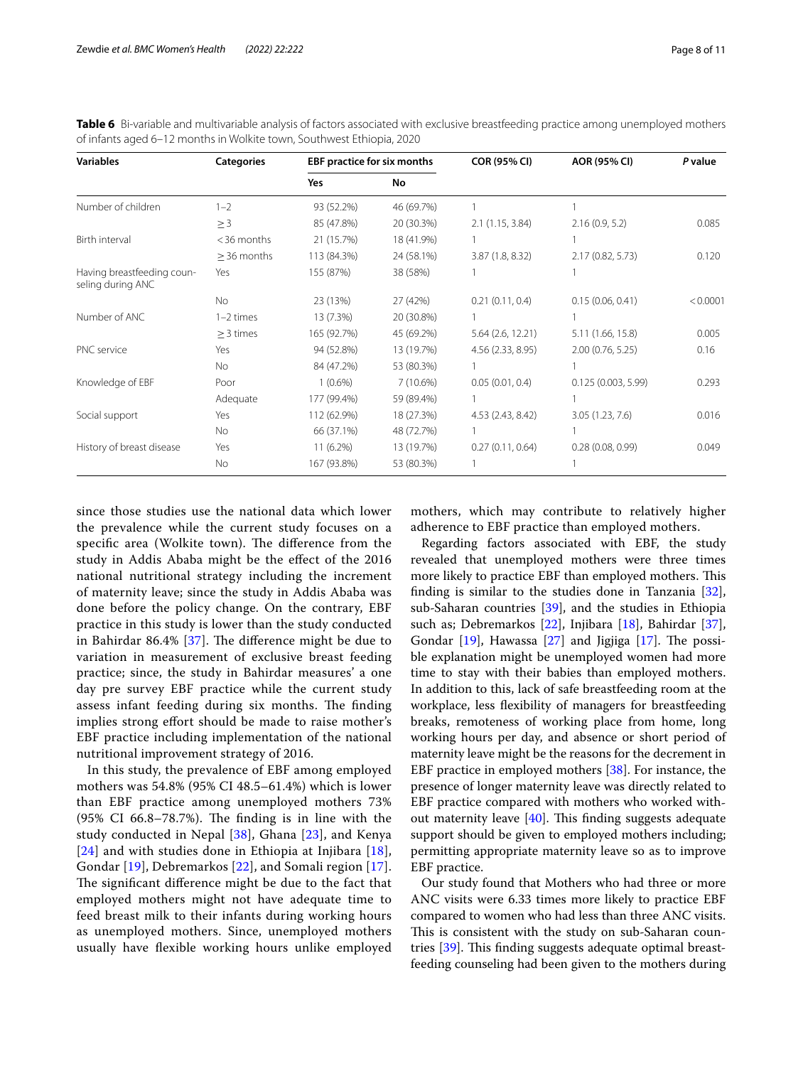**Table 6** Bi-variable and multivariable analysis of factors associated with exclusive breastfeeding practice among unemployed mothers of infants aged 6–12 months in Wolkite town, Southwest Ethiopia, 2020

| Variables | Categories | EBF practice for six months | | COR (95% CI) | AOR (95% CI) | *P* value |
|---|---|---|---|---|---|---|
| | | Yes | No | | | |
| Number of children | 1–2 | 93 (52.2%) | 46 (69.7%) | 1 | 1 | |
| | ≥ 3 | 85 (47.8%) | 20 (30.3%) | 2.1 (1.15, 3.84) | 2.16 (0.9, 5.2) | 0.085 |
| Birth interval | < 36 months | 21 (15.7%) | 18 (41.9%) | 1 | 1 | |
| | ≥ 36 months | 113 (84.3%) | 24 (58.1%) | 3.87 (1.8, 8.32) | 2.17 (0.82, 5.73) | 0.120 |
| Having breastfeeding counseling during ANC | Yes | 155 (87%) | 38 (58%) | 1 | 1 | |
| | No | 23 (13%) | 27 (42%) | 0.21 (0.11, 0.4) | 0.15 (0.06, 0.41) | < 0.0001 |
| Number of ANC | 1–2 times | 13 (7.3%) | 20 (30.8%) | 1 | 1 | |
| | ≥ 3 times | 165 (92.7%) | 45 (69.2%) | 5.64 (2.6, 12.21) | 5.11 (1.66, 15.8) | 0.005 |
| PNC service | Yes | 94 (52.8%) | 13 (19.7%) | 4.56 (2.33, 8.95) | 2.00 (0.76, 5.25) | 0.16 |
| | No | 84 (47.2%) | 53 (80.3%) | 1 | 1 | |
| Knowledge of EBF | Poor | 1 (0.6%) | 7 (10.6%) | 0.05 (0.01, 0.4) | 0.125 (0.003, 5.99) | 0.293 |
| | Adequate | 177 (99.4%) | 59 (89.4%) | 1 | 1 | |
| Social support | Yes | 112 (62.9%) | 18 (27.3%) | 4.53 (2.43, 8.42) | 3.05 (1.23, 7.6) | 0.016 |
| | No | 66 (37.1%) | 48 (72.7%) | 1 | 1 | |
| History of breast disease | Yes | 11 (6.2%) | 13 (19.7%) | 0.27 (0.11, 0.64) | 0.28 (0.08, 0.99) | 0.049 |
| | No | 167 (93.8%) | 53 (80.3%) | 1 | 1 | |

since those studies use the national data which lower the prevalence while the current study focuses on a specific area (Wolkite town). The difference from the study in Addis Ababa might be the effect of the 2016 national nutritional strategy including the increment of maternity leave; since the study in Addis Ababa was done before the policy change. On the contrary, EBF practice in this study is lower than the study conducted in Bahirdar 86.4% [37]. The difference might be due to variation in measurement of exclusive breast feeding practice; since, the study in Bahirdar measures' a one day pre survey EBF practice while the current study assess infant feeding during six months. The finding implies strong effort should be made to raise mother's EBF practice including implementation of the national nutritional improvement strategy of 2016.

In this study, the prevalence of EBF among employed mothers was 54.8% (95% CI 48.5–61.4%) which is lower than EBF practice among unemployed mothers 73% (95% CI 66.8–78.7%). The finding is in line with the study conducted in Nepal [38], Ghana [23], and Kenya [24] and with studies done in Ethiopia at Injibara [18], Gondar [19], Debremarkos [22], and Somali region [17]. The significant difference might be due to the fact that employed mothers might not have adequate time to feed breast milk to their infants during working hours as unemployed mothers. Since, unemployed mothers usually have flexible working hours unlike employed mothers, which may contribute to relatively higher adherence to EBF practice than employed mothers.

Regarding factors associated with EBF, the study revealed that unemployed mothers were three times more likely to practice EBF than employed mothers. This finding is similar to the studies done in Tanzania [32], sub-Saharan countries [39], and the studies in Ethiopia such as; Debremarkos [22], Injibara [18], Bahirdar [37], Gondar [19], Hawassa [27] and Jigjiga [17]. The possible explanation might be unemployed women had more time to stay with their babies than employed mothers. In addition to this, lack of safe breastfeeding room at the workplace, less flexibility of managers for breastfeeding breaks, remoteness of working place from home, long working hours per day, and absence or short period of maternity leave might be the reasons for the decrement in EBF practice in employed mothers [38]. For instance, the presence of longer maternity leave was directly related to EBF practice compared with mothers who worked without maternity leave [40]. This finding suggests adequate support should be given to employed mothers including; permitting appropriate maternity leave so as to improve EBF practice.

Our study found that Mothers who had three or more ANC visits were 6.33 times more likely to practice EBF compared to women who had less than three ANC visits. This is consistent with the study on sub-Saharan countries [39]. This finding suggests adequate optimal breastfeeding counseling had been given to the mothers during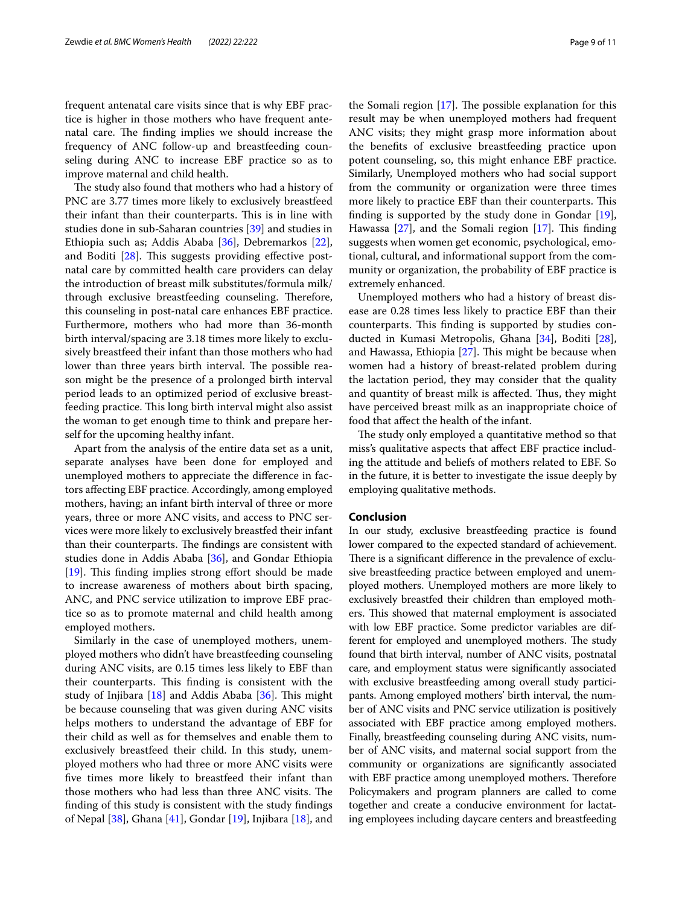frequent antenatal care visits since that is why EBF practice is higher in those mothers who have frequent antenatal care. The finding implies we should increase the frequency of ANC follow-up and breastfeeding counseling during ANC to increase EBF practice so as to improve maternal and child health.

The study also found that mothers who had a history of PNC are 3.77 times more likely to exclusively breastfeed their infant than their counterparts. This is in line with studies done in sub-Saharan countries [39] and studies in Ethiopia such as; Addis Ababa [36], Debremarkos [22], and Boditi [28]. This suggests providing effective postnatal care by committed health care providers can delay the introduction of breast milk substitutes/formula milk/ through exclusive breastfeeding counseling. Therefore, this counseling in post-natal care enhances EBF practice. Furthermore, mothers who had more than 36-month birth interval/spacing are 3.18 times more likely to exclusively breastfeed their infant than those mothers who had lower than three years birth interval. The possible reason might be the presence of a prolonged birth interval period leads to an optimized period of exclusive breastfeeding practice. This long birth interval might also assist the woman to get enough time to think and prepare herself for the upcoming healthy infant.

Apart from the analysis of the entire data set as a unit, separate analyses have been done for employed and unemployed mothers to appreciate the difference in factors affecting EBF practice. Accordingly, among employed mothers, having; an infant birth interval of three or more years, three or more ANC visits, and access to PNC services were more likely to exclusively breastfed their infant than their counterparts. The findings are consistent with studies done in Addis Ababa [36], and Gondar Ethiopia [19]. This finding implies strong effort should be made to increase awareness of mothers about birth spacing, ANC, and PNC service utilization to improve EBF practice so as to promote maternal and child health among employed mothers.

Similarly in the case of unemployed mothers, unemployed mothers who didn't have breastfeeding counseling during ANC visits, are 0.15 times less likely to EBF than their counterparts. This finding is consistent with the study of Injibara [18] and Addis Ababa [36]. This might be because counseling that was given during ANC visits helps mothers to understand the advantage of EBF for their child as well as for themselves and enable them to exclusively breastfeed their child. In this study, unemployed mothers who had three or more ANC visits were five times more likely to breastfeed their infant than those mothers who had less than three ANC visits. The finding of this study is consistent with the study findings of Nepal [38], Ghana [41], Gondar [19], Injibara [18], and the Somali region [17]. The possible explanation for this result may be when unemployed mothers had frequent ANC visits; they might grasp more information about the benefits of exclusive breastfeeding practice upon potent counseling, so, this might enhance EBF practice. Similarly, Unemployed mothers who had social support from the community or organization were three times more likely to practice EBF than their counterparts. This finding is supported by the study done in Gondar [19], Hawassa [27], and the Somali region [17]. This finding suggests when women get economic, psychological, emotional, cultural, and informational support from the community or organization, the probability of EBF practice is extremely enhanced.

Unemployed mothers who had a history of breast disease are 0.28 times less likely to practice EBF than their counterparts. This finding is supported by studies conducted in Kumasi Metropolis, Ghana [34], Boditi [28], and Hawassa, Ethiopia [27]. This might be because when women had a history of breast-related problem during the lactation period, they may consider that the quality and quantity of breast milk is affected. Thus, they might have perceived breast milk as an inappropriate choice of food that affect the health of the infant.

The study only employed a quantitative method so that miss's qualitative aspects that affect EBF practice including the attitude and beliefs of mothers related to EBF. So in the future, it is better to investigate the issue deeply by employing qualitative methods.

## Conclusion

In our study, exclusive breastfeeding practice is found lower compared to the expected standard of achievement. There is a significant difference in the prevalence of exclusive breastfeeding practice between employed and unemployed mothers. Unemployed mothers are more likely to exclusively breastfed their children than employed mothers. This showed that maternal employment is associated with low EBF practice. Some predictor variables are different for employed and unemployed mothers. The study found that birth interval, number of ANC visits, postnatal care, and employment status were significantly associated with exclusive breastfeeding among overall study participants. Among employed mothers' birth interval, the number of ANC visits and PNC service utilization is positively associated with EBF practice among employed mothers. Finally, breastfeeding counseling during ANC visits, number of ANC visits, and maternal social support from the community or organizations are significantly associated with EBF practice among unemployed mothers. Therefore Policymakers and program planners are called to come together and create a conducive environment for lactating employees including daycare centers and breastfeeding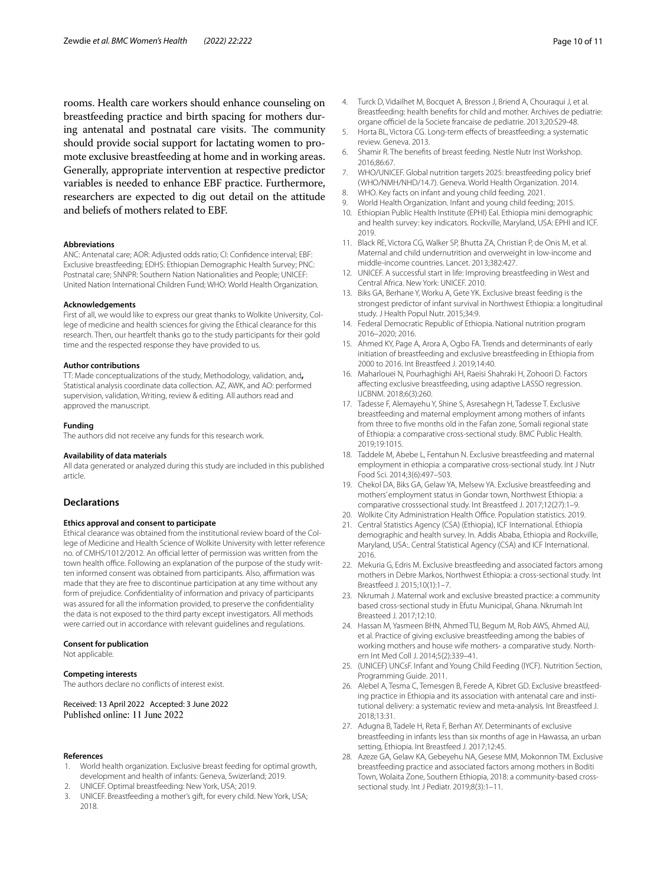rooms. Health care workers should enhance counseling on breastfeeding practice and birth spacing for mothers during antenatal and postnatal care visits. The community should provide social support for lactating women to promote exclusive breastfeeding at home and in working areas. Generally, appropriate intervention at respective predictor variables is needed to enhance EBF practice. Furthermore, researchers are expected to dig out detail on the attitude and beliefs of mothers related to EBF.

#### Abbreviations

ANC: Antenatal care; AOR: Adjusted odds ratio; CI: Confidence interval; EBF: Exclusive breastfeeding; EDHS: Ethiopian Demographic Health Survey; PNC: Postnatal care; SNNPR: Southern Nation Nationalities and People; UNICEF: United Nation International Children Fund; WHO: World Health Organization.

#### Acknowledgements

First of all, we would like to express our great thanks to Wolkite University, College of medicine and health sciences for giving the Ethical clearance for this research. Then, our heartfelt thanks go to the study participants for their gold time and the respected response they have provided to us.

#### Author contributions

TT: Made conceptualizations of the study, Methodology, validation, and**,** Statistical analysis coordinate data collection. AZ, AWK, and AO: performed supervision, validation, Writing, review & editing. All authors read and approved the manuscript.

#### Funding

The authors did not receive any funds for this research work.

#### Availability of data materials

All data generated or analyzed during this study are included in this published article.

## Declarations

#### Ethics approval and consent to participate

Ethical clearance was obtained from the institutional review board of the College of Medicine and Health Science of Wolkite University with letter reference no. of CMHS/1012/2012. An official letter of permission was written from the town health office. Following an explanation of the purpose of the study written informed consent was obtained from participants. Also, affirmation was made that they are free to discontinue participation at any time without any form of prejudice. Confidentiality of information and privacy of participants was assured for all the information provided, to preserve the confidentiality the data is not exposed to the third party except investigators. All methods were carried out in accordance with relevant guidelines and regulations.

#### Consent for publication

Not applicable.

#### Competing interests

The authors declare no conflicts of interest exist.

Received: 13 April 2022 Accepted: 3 June 2022
Published online: 11 June 2022

#### References

1. World health organization. Exclusive breast feeding for optimal growth, development and health of infants: Geneva, Swizerland; 2019.
2. UNICEF. Optimal breastfeeding: New York, USA; 2019.
3. UNICEF. Breastfeeding a mother's gift, for every child. New York, USA; 2018.
4. Turck D, Vidailhet M, Bocquet A, Bresson J, Briend A, Chouraqui J, et al. Breastfeeding: health benefits for child and mother. Archives de pediatrie: organe officiel de la Societe francaise de pediatrie. 2013;20:S29-48.
5. Horta BL, Victora CG. Long-term effects of breastfeeding: a systematic review. Geneva. 2013.
6. Shamir R. The benefits of breast feeding. Nestle Nutr Inst Workshop. 2016;86:67.
7. WHO/UNICEF. Global nutrition targets 2025: breastfeeding policy brief (WHO/NMH/NHD/14.7). Geneva. World Health Organization. 2014.
8. WHO. Key facts on infant and young child feeding. 2021.
9. World Health Organization. Infant and young child feeding; 2015.
10. Ethiopian Public Health Institute (EPHI) Eal. Ethiopia mini demographic and health survey: key indicators. Rockville, Maryland, USA: EPHI and ICF. 2019.
11. Black RE, Victora CG, Walker SP, Bhutta ZA, Christian P, de Onis M, et al. Maternal and child undernutrition and overweight in low-income and middle-income countries. Lancet. 2013;382:427.
12. UNICEF. A successful start in life: Improving breastfeeding in West and Central Africa. New York: UNICEF. 2010.
13. Biks GA, Berhane Y, Worku A, Gete YK. Exclusive breast feeding is the strongest predictor of infant survival in Northwest Ethiopia: a longitudinal study. J Health Popul Nutr. 2015;34:9.
14. Federal Democratic Republic of Ethiopia. National nutrition program 2016–2020; 2016.
15. Ahmed KY, Page A, Arora A, Ogbo FA. Trends and determinants of early initiation of breastfeeding and exclusive breastfeeding in Ethiopia from 2000 to 2016. Int Breastfeed J. 2019;14:40.
16. Maharlouei N, Pourhaghighi AH, Raeisi Shahraki H, Zohoori D. Factors affecting exclusive breastfeeding, using adaptive LASSO regression. IJCBNM. 2018;6(3):260.
17. Tadesse F, Alemayehu Y, Shine S, Asresahegn H, Tadesse T. Exclusive breastfeeding and maternal employment among mothers of infants from three to five months old in the Fafan zone, Somali regional state of Ethiopia: a comparative cross-sectional study. BMC Public Health. 2019;19:1015.
18. Taddele M, Abebe L, Fentahun N. Exclusive breastfeeding and maternal employment in ethiopia: a comparative cross-sectional study. Int J Nutr Food Sci. 2014;3(6):497–503.
19. Chekol DA, Biks GA, Gelaw YA, Melsew YA. Exclusive breastfeeding and mothers' employment status in Gondar town, Northwest Ethiopia: a comparative crosssectional study. Int Breastfeed J. 2017;12(27):1–9.
20. Wolkite City Administration Health Office. Population statistics. 2019.
21. Central Statistics Agency (CSA) (Ethiopia), ICF International. Ethiopia demographic and health survey. In. Addis Ababa, Ethiopia and Rockville, Maryland, USA:. Central Statistical Agency (CSA) and ICF International. 2016.
22. Mekuria G, Edris M. Exclusive breastfeeding and associated factors among mothers in Debre Markos, Northwest Ethiopia: a cross-sectional study. Int Breastfeed J. 2015;10(1):1–7.
23. Nkrumah J. Maternal work and exclusive breasted practice: a community based cross-sectional study in Efutu Municipal, Ghana. Nkrumah Int Breasteed J. 2017;12:10.
24. Hassan M, Yasmeen BHN, Ahmed TU, Begum M, Rob AWS, Ahmed AU, et al. Practice of giving exclusive breastfeeding among the babies of working mothers and house wife mothers- a comparative study. Northern Int Med Coll J. 2014;5(2):339–41.
25. (UNICEF) UNCsF. Infant and Young Child Feeding (IYCF). Nutrition Section, Programming Guide. 2011.
26. Alebel A, Tesma C, Temesgen B, Ferede A, Kibret GD. Exclusive breastfeeding practice in Ethiopia and its association with antenatal care and institutional delivery: a systematic review and meta-analysis. Int Breastfeed J. 2018;13:31.
27. Adugna B, Tadele H, Reta F, Berhan AY. Determinants of exclusive breastfeeding in infants less than six months of age in Hawassa, an urban setting, Ethiopia. Int Breastfeed J. 2017;12:45.
28. Azeze GA, Gelaw KA, Gebeyehu NA, Gesese MM, Mokonnon TM. Exclusive breastfeeding practice and associated factors among mothers in Boditi Town, Wolaita Zone, Southern Ethiopia, 2018: a community-based cross-sectional study. Int J Pediatr. 2019;8(3):1–11.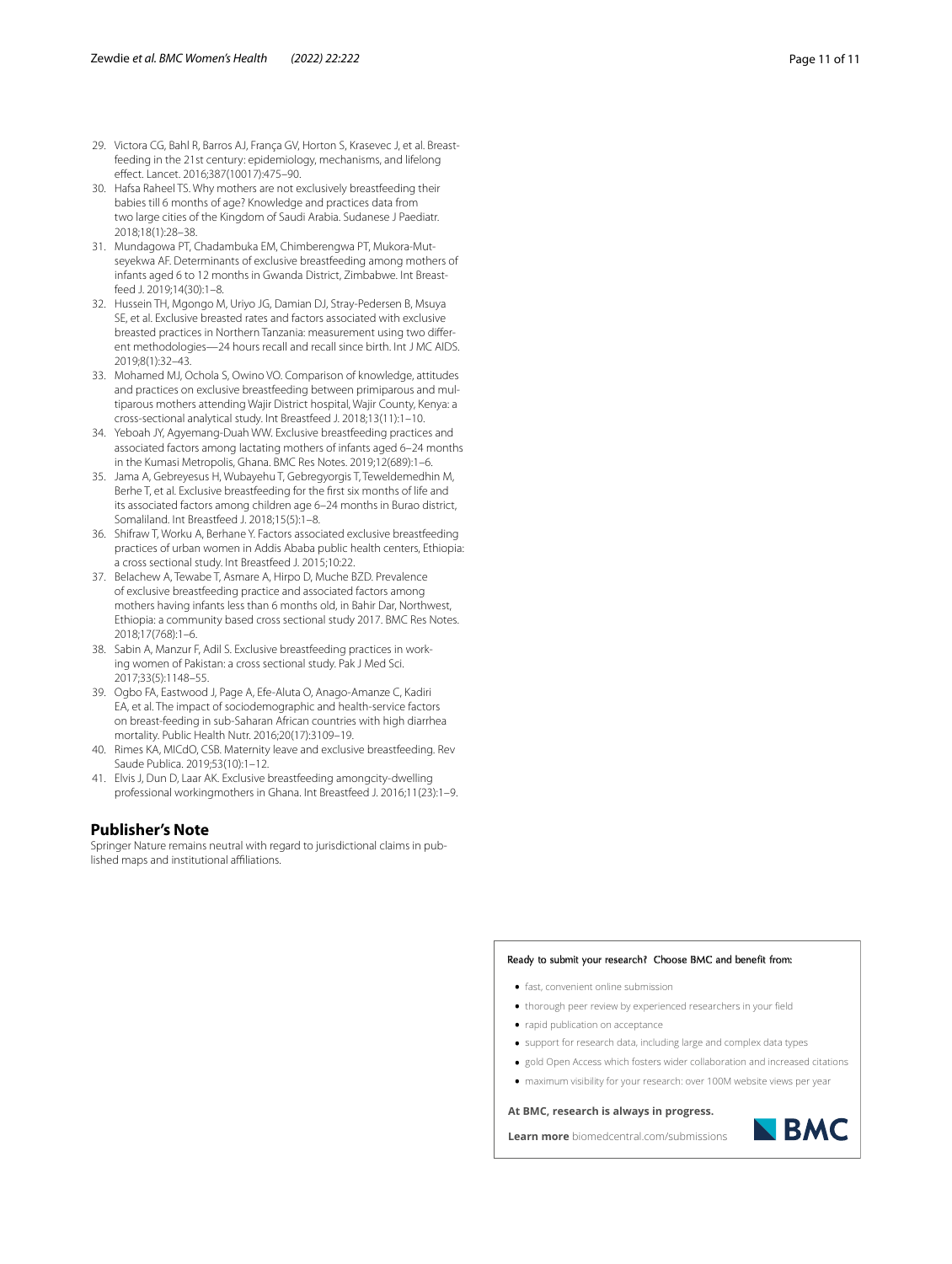29. Victora CG, Bahl R, Barros AJ, França GV, Horton S, Krasevec J, et al. Breastfeeding in the 21st century: epidemiology, mechanisms, and lifelong effect. Lancet. 2016;387(10017):475–90.
30. Hafsa Raheel TS. Why mothers are not exclusively breastfeeding their babies till 6 months of age? Knowledge and practices data from two large cities of the Kingdom of Saudi Arabia. Sudanese J Paediatr. 2018;18(1):28–38.
31. Mundagowa PT, Chadambuka EM, Chimberengwa PT, Mukora-Mutseyekwa AF. Determinants of exclusive breastfeeding among mothers of infants aged 6 to 12 months in Gwanda District, Zimbabwe. Int Breastfeed J. 2019;14(30):1–8.
32. Hussein TH, Mgongo M, Uriyo JG, Damian DJ, Stray-Pedersen B, Msuya SE, et al. Exclusive breasted rates and factors associated with exclusive breasted practices in Northern Tanzania: measurement using two different methodologies—24 hours recall and recall since birth. Int J MC AIDS. 2019;8(1):32–43.
33. Mohamed MJ, Ochola S, Owino VO. Comparison of knowledge, attitudes and practices on exclusive breastfeeding between primiparous and multiparous mothers attending Wajir District hospital, Wajir County, Kenya: a cross-sectional analytical study. Int Breastfeed J. 2018;13(11):1–10.
34. Yeboah JY, Agyemang-Duah WW. Exclusive breastfeeding practices and associated factors among lactating mothers of infants aged 6–24 months in the Kumasi Metropolis, Ghana. BMC Res Notes. 2019;12(689):1–6.
35. Jama A, Gebreyesus H, Wubayehu T, Gebregyorgis T, Teweldemedhin M, Berhe T, et al. Exclusive breastfeeding for the first six months of life and its associated factors among children age 6–24 months in Burao district, Somaliland. Int Breastfeed J. 2018;15(5):1–8.
36. Shifraw T, Worku A, Berhane Y. Factors associated exclusive breastfeeding practices of urban women in Addis Ababa public health centers, Ethiopia: a cross sectional study. Int Breastfeed J. 2015;10:22.
37. Belachew A, Tewabe T, Asmare A, Hirpo D, Muche BZD. Prevalence of exclusive breastfeeding practice and associated factors among mothers having infants less than 6 months old, in Bahir Dar, Northwest, Ethiopia: a community based cross sectional study 2017. BMC Res Notes. 2018;17(768):1–6.
38. Sabin A, Manzur F, Adil S. Exclusive breastfeeding practices in working women of Pakistan: a cross sectional study. Pak J Med Sci. 2017;33(5):1148–55.
39. Ogbo FA, Eastwood J, Page A, Efe-Aluta O, Anago-Amanze C, Kadiri EA, et al. The impact of sociodemographic and health-service factors on breast-feeding in sub-Saharan African countries with high diarrhea mortality. Public Health Nutr. 2016;20(17):3109–19.
40. Rimes KA, MICdO, CSB. Maternity leave and exclusive breastfeeding. Rev Saude Publica. 2019;53(10):1–12.
41. Elvis J, Dun D, Laar AK. Exclusive breastfeeding amongcity-dwelling professional workingmothers in Ghana. Int Breastfeed J. 2016;11(23):1–9.

## Publisher's Note

Springer Nature remains neutral with regard to jurisdictional claims in published maps and institutional affiliations.

Ready to submit your research? Choose BMC and benefit from:

- fast, convenient online submission
- thorough peer review by experienced researchers in your field
- rapid publication on acceptance
- support for research data, including large and complex data types
- gold Open Access which fosters wider collaboration and increased citations
- maximum visibility for your research: over 100M website views per year

**At BMC, research is always in progress.**

**Learn more** biomedcentral.com/submissions

BMC